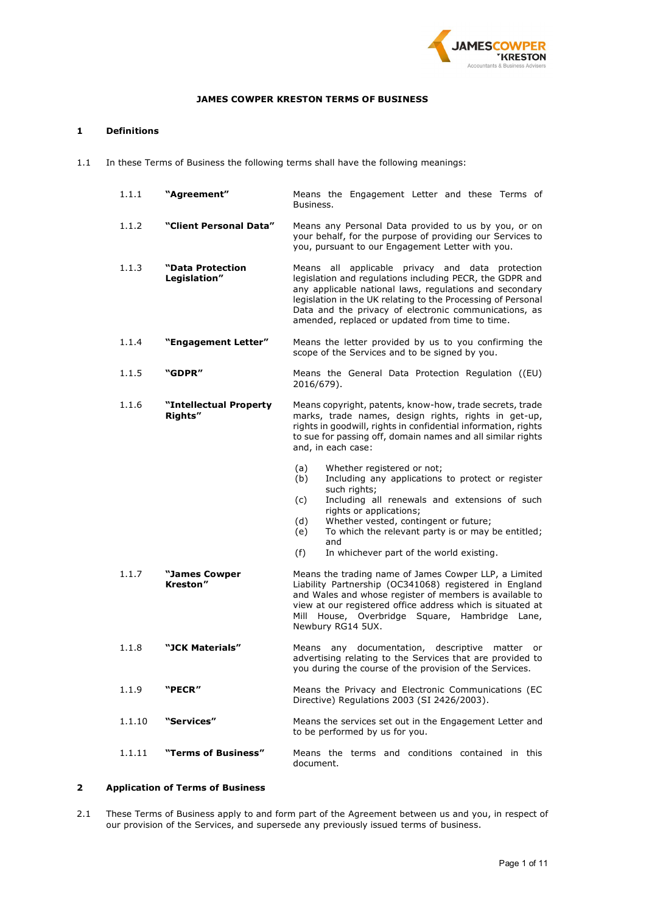# JAMES COWPER KRESTON TERMS OF BUSINESS

## 1 Definitions

1.1 In these Terms of Business the following terms shall have the following meanings:

| | | |
|---|---|---|
| 1.1.1 | **"Agreement"** | Means the Engagement Letter and these Terms of Business. |
| 1.1.2 | **"Client Personal Data"** | Means any Personal Data provided to us by you, or on your behalf, for the purpose of providing our Services to you, pursuant to our Engagement Letter with you. |
| 1.1.3 | **"Data Protection Legislation"** | Means all applicable privacy and data protection legislation and regulations including PECR, the GDPR and any applicable national laws, regulations and secondary legislation in the UK relating to the Processing of Personal Data and the privacy of electronic communications, as amended, replaced or updated from time to time. |
| 1.1.4 | **"Engagement Letter"** | Means the letter provided by us to you confirming the scope of the Services and to be signed by you. |
| 1.1.5 | **"GDPR"** | Means the General Data Protection Regulation ((EU) 2016/679). |
| 1.1.6 | **"Intellectual Property Rights"** | Means copyright, patents, know-how, trade secrets, trade marks, trade names, design rights, rights in get-up, rights in goodwill, rights in confidential information, rights to sue for passing off, domain names and all similar rights and, in each case: (a) Whether registered or not; (b) Including any applications to protect or register such rights; (c) Including all renewals and extensions of such rights or applications; (d) Whether vested, contingent or future; (e) To which the relevant party is or may be entitled; and (f) In whichever part of the world existing. |
| 1.1.7 | **"James Cowper Kreston"** | Means the trading name of James Cowper LLP, a Limited Liability Partnership (OC341068) registered in England and Wales and whose register of members is available to view at our registered office address which is situated at Mill House, Overbridge Square, Hambridge Lane, Newbury RG14 5UX. |
| 1.1.8 | **"JCK Materials"** | Means any documentation, descriptive matter or advertising relating to the Services that are provided to you during the course of the provision of the Services. |
| 1.1.9 | **"PECR"** | Means the Privacy and Electronic Communications (EC Directive) Regulations 2003 (SI 2426/2003). |
| 1.1.10 | **"Services"** | Means the services set out in the Engagement Letter and to be performed by us for you. |
| 1.1.11 | **"Terms of Business"** | Means the terms and conditions contained in this document. |

## 2 Application of Terms of Business

2.1 These Terms of Business apply to and form part of the Agreement between us and you, in respect of our provision of the Services, and supersede any previously issued terms of business.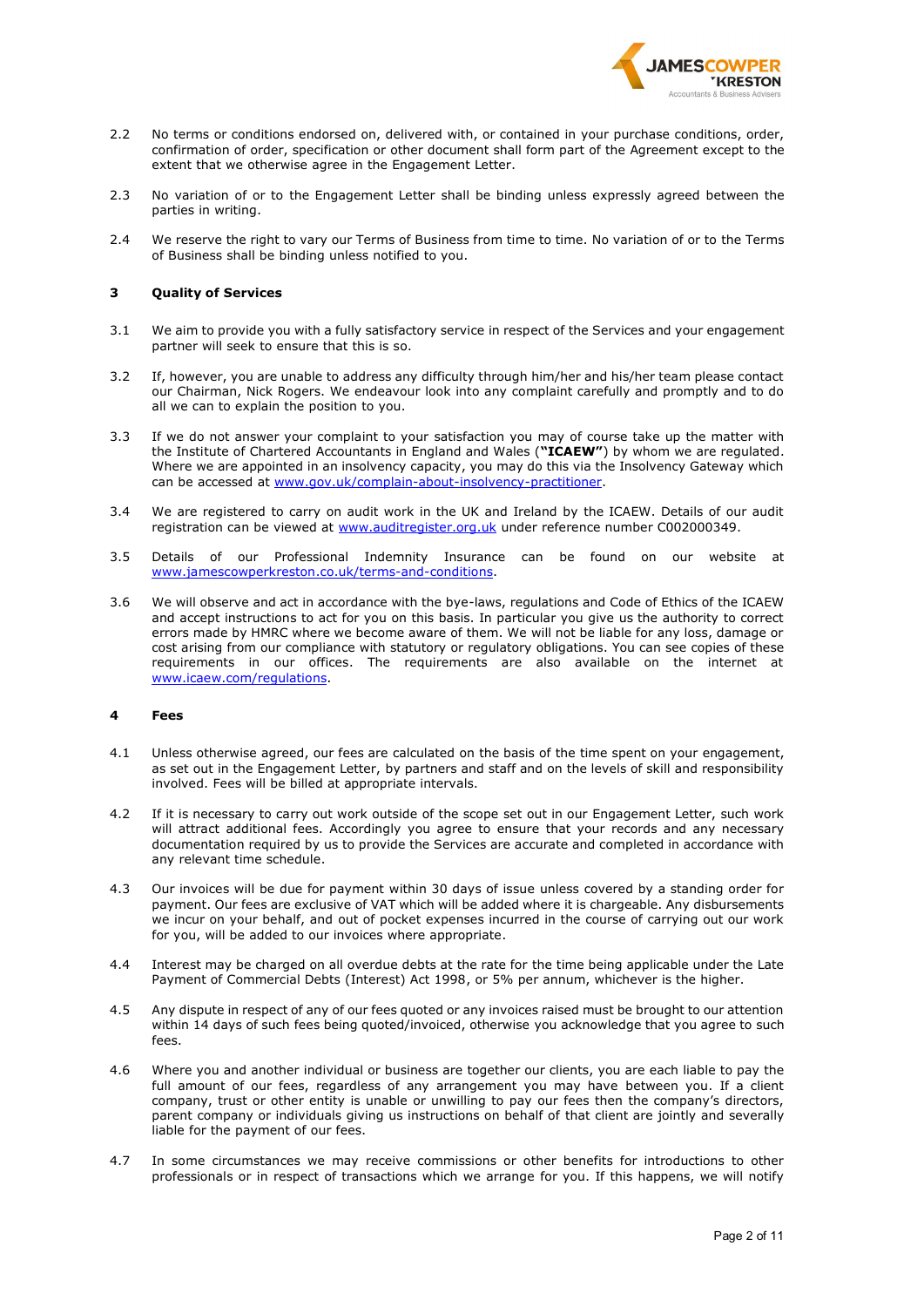2.2 No terms or conditions endorsed on, delivered with, or contained in your purchase conditions, order, confirmation of order, specification or other document shall form part of the Agreement except to the extent that we otherwise agree in the Engagement Letter.

2.3 No variation of or to the Engagement Letter shall be binding unless expressly agreed between the parties in writing.

2.4 We reserve the right to vary our Terms of Business from time to time. No variation of or to the Terms of Business shall be binding unless notified to you.

## 3 Quality of Services

3.1 We aim to provide you with a fully satisfactory service in respect of the Services and your engagement partner will seek to ensure that this is so.

3.2 If, however, you are unable to address any difficulty through him/her and his/her team please contact our Chairman, Nick Rogers. We endeavour look into any complaint carefully and promptly and to do all we can to explain the position to you.

3.3 If we do not answer your complaint to your satisfaction you may of course take up the matter with the Institute of Chartered Accountants in England and Wales (**"ICAEW"**) by whom we are regulated. Where we are appointed in an insolvency capacity, you may do this via the Insolvency Gateway which can be accessed at www.gov.uk/complain-about-insolvency-practitioner.

3.4 We are registered to carry on audit work in the UK and Ireland by the ICAEW. Details of our audit registration can be viewed at www.auditregister.org.uk under reference number C002000349.

3.5 Details of our Professional Indemnity Insurance can be found on our website at www.jamescowperkreston.co.uk/terms-and-conditions.

3.6 We will observe and act in accordance with the bye-laws, regulations and Code of Ethics of the ICAEW and accept instructions to act for you on this basis. In particular you give us the authority to correct errors made by HMRC where we become aware of them. We will not be liable for any loss, damage or cost arising from our compliance with statutory or regulatory obligations. You can see copies of these requirements in our offices. The requirements are also available on the internet at www.icaew.com/regulations.

## 4 Fees

4.1 Unless otherwise agreed, our fees are calculated on the basis of the time spent on your engagement, as set out in the Engagement Letter, by partners and staff and on the levels of skill and responsibility involved. Fees will be billed at appropriate intervals.

4.2 If it is necessary to carry out work outside of the scope set out in our Engagement Letter, such work will attract additional fees. Accordingly you agree to ensure that your records and any necessary documentation required by us to provide the Services are accurate and completed in accordance with any relevant time schedule.

4.3 Our invoices will be due for payment within 30 days of issue unless covered by a standing order for payment. Our fees are exclusive of VAT which will be added where it is chargeable. Any disbursements we incur on your behalf, and out of pocket expenses incurred in the course of carrying out our work for you, will be added to our invoices where appropriate.

4.4 Interest may be charged on all overdue debts at the rate for the time being applicable under the Late Payment of Commercial Debts (Interest) Act 1998, or 5% per annum, whichever is the higher.

4.5 Any dispute in respect of any of our fees quoted or any invoices raised must be brought to our attention within 14 days of such fees being quoted/invoiced, otherwise you acknowledge that you agree to such fees.

4.6 Where you and another individual or business are together our clients, you are each liable to pay the full amount of our fees, regardless of any arrangement you may have between you. If a client company, trust or other entity is unable or unwilling to pay our fees then the company's directors, parent company or individuals giving us instructions on behalf of that client are jointly and severally liable for the payment of our fees.

4.7 In some circumstances we may receive commissions or other benefits for introductions to other professionals or in respect of transactions which we arrange for you. If this happens, we will notify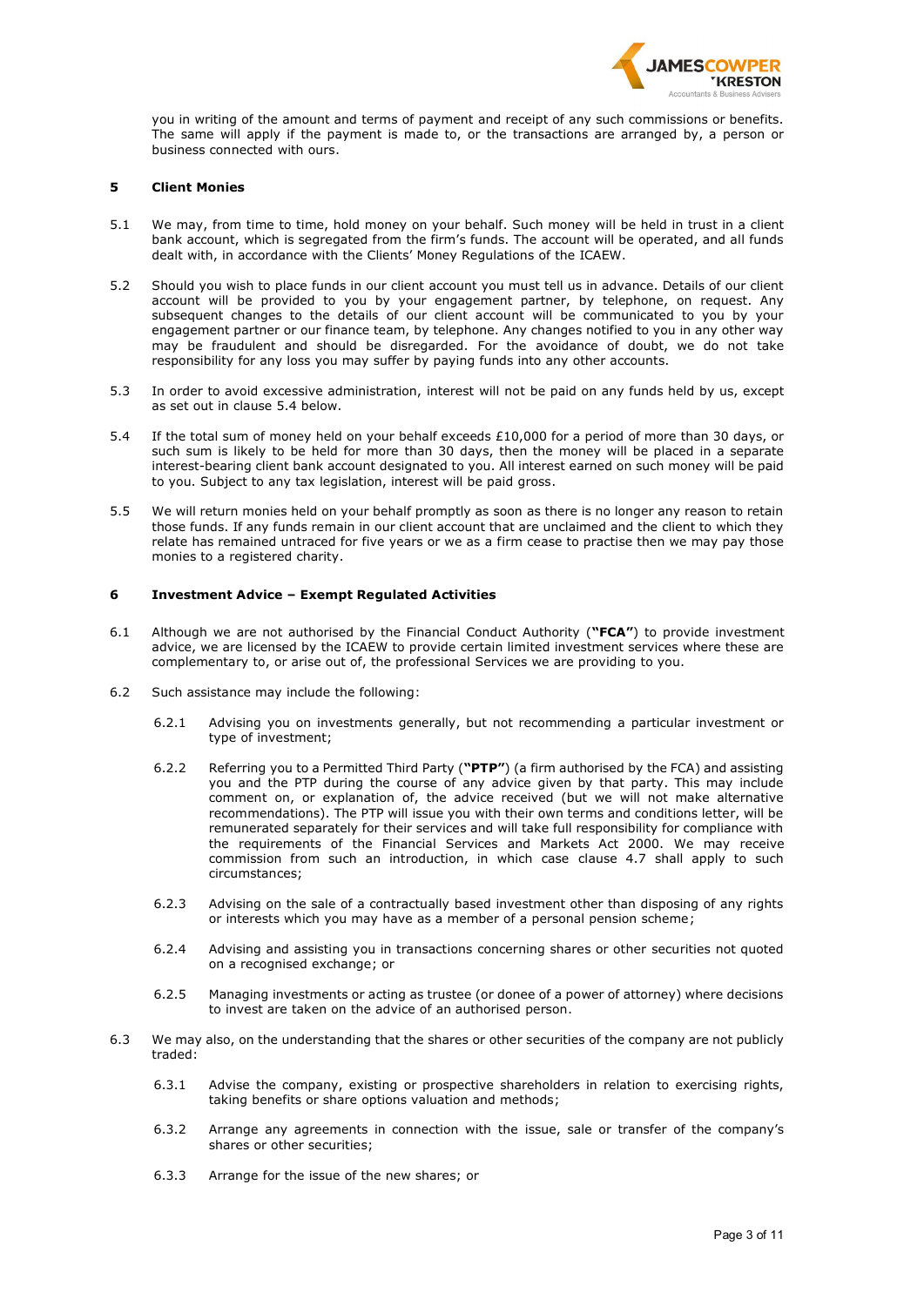you in writing of the amount and terms of payment and receipt of any such commissions or benefits. The same will apply if the payment is made to, or the transactions are arranged by, a person or business connected with ours.

## 5 Client Monies

5.1 We may, from time to time, hold money on your behalf. Such money will be held in trust in a client bank account, which is segregated from the firm's funds. The account will be operated, and all funds dealt with, in accordance with the Clients' Money Regulations of the ICAEW.

5.2 Should you wish to place funds in our client account you must tell us in advance. Details of our client account will be provided to you by your engagement partner, by telephone, on request. Any subsequent changes to the details of our client account will be communicated to you by your engagement partner or our finance team, by telephone. Any changes notified to you in any other way may be fraudulent and should be disregarded. For the avoidance of doubt, we do not take responsibility for any loss you may suffer by paying funds into any other accounts.

5.3 In order to avoid excessive administration, interest will not be paid on any funds held by us, except as set out in clause 5.4 below.

5.4 If the total sum of money held on your behalf exceeds £10,000 for a period of more than 30 days, or such sum is likely to be held for more than 30 days, then the money will be placed in a separate interest-bearing client bank account designated to you. All interest earned on such money will be paid to you. Subject to any tax legislation, interest will be paid gross.

5.5 We will return monies held on your behalf promptly as soon as there is no longer any reason to retain those funds. If any funds remain in our client account that are unclaimed and the client to which they relate has remained untraced for five years or we as a firm cease to practise then we may pay those monies to a registered charity.

## 6 Investment Advice – Exempt Regulated Activities

6.1 Although we are not authorised by the Financial Conduct Authority (**"FCA"**) to provide investment advice, we are licensed by the ICAEW to provide certain limited investment services where these are complementary to, or arise out of, the professional Services we are providing to you.

6.2 Such assistance may include the following:

6.2.1 Advising you on investments generally, but not recommending a particular investment or type of investment;

6.2.2 Referring you to a Permitted Third Party (**"PTP"**) (a firm authorised by the FCA) and assisting you and the PTP during the course of any advice given by that party. This may include comment on, or explanation of, the advice received (but we will not make alternative recommendations). The PTP will issue you with their own terms and conditions letter, will be remunerated separately for their services and will take full responsibility for compliance with the requirements of the Financial Services and Markets Act 2000. We may receive commission from such an introduction, in which case clause 4.7 shall apply to such circumstances;

6.2.3 Advising on the sale of a contractually based investment other than disposing of any rights or interests which you may have as a member of a personal pension scheme;

6.2.4 Advising and assisting you in transactions concerning shares or other securities not quoted on a recognised exchange; or

6.2.5 Managing investments or acting as trustee (or donee of a power of attorney) where decisions to invest are taken on the advice of an authorised person.

6.3 We may also, on the understanding that the shares or other securities of the company are not publicly traded:

6.3.1 Advise the company, existing or prospective shareholders in relation to exercising rights, taking benefits or share options valuation and methods;

6.3.2 Arrange any agreements in connection with the issue, sale or transfer of the company's shares or other securities;

6.3.3 Arrange for the issue of the new shares; or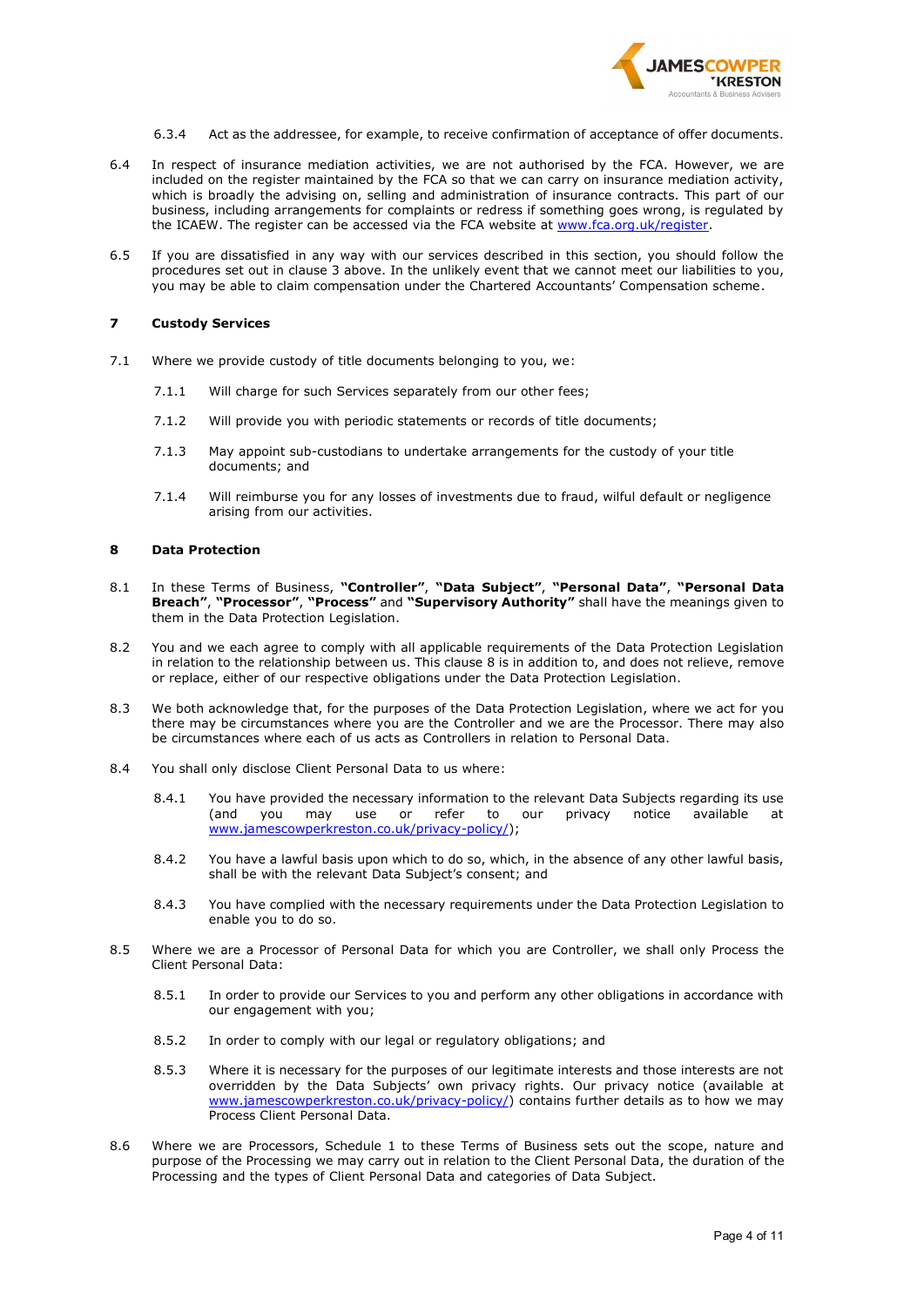6.3.4 Act as the addressee, for example, to receive confirmation of acceptance of offer documents.

6.4 In respect of insurance mediation activities, we are not authorised by the FCA. However, we are included on the register maintained by the FCA so that we can carry on insurance mediation activity, which is broadly the advising on, selling and administration of insurance contracts. This part of our business, including arrangements for complaints or redress if something goes wrong, is regulated by the ICAEW. The register can be accessed via the FCA website at [www.fca.org.uk/register](http://www.fca.org.uk/register).

6.5 If you are dissatisfied in any way with our services described in this section, you should follow the procedures set out in clause 3 above. In the unlikely event that we cannot meet our liabilities to you, you may be able to claim compensation under the Chartered Accountants' Compensation scheme.

## 7 Custody Services

7.1 Where we provide custody of title documents belonging to you, we:

7.1.1 Will charge for such Services separately from our other fees;

7.1.2 Will provide you with periodic statements or records of title documents;

7.1.3 May appoint sub-custodians to undertake arrangements for the custody of your title documents; and

7.1.4 Will reimburse you for any losses of investments due to fraud, wilful default or negligence arising from our activities.

## 8 Data Protection

8.1 In these Terms of Business, **"Controller"**, **"Data Subject"**, **"Personal Data"**, **"Personal Data Breach"**, **"Processor"**, **"Process"** and **"Supervisory Authority"** shall have the meanings given to them in the Data Protection Legislation.

8.2 You and we each agree to comply with all applicable requirements of the Data Protection Legislation in relation to the relationship between us. This clause 8 is in addition to, and does not relieve, remove or replace, either of our respective obligations under the Data Protection Legislation.

8.3 We both acknowledge that, for the purposes of the Data Protection Legislation, where we act for you there may be circumstances where you are the Controller and we are the Processor. There may also be circumstances where each of us acts as Controllers in relation to Personal Data.

8.4 You shall only disclose Client Personal Data to us where:

8.4.1 You have provided the necessary information to the relevant Data Subjects regarding its use (and you may use or refer to our privacy notice available at [www.jamescowperkreston.co.uk/privacy-policy/](http://www.jamescowperkreston.co.uk/privacy-policy/));

8.4.2 You have a lawful basis upon which to do so, which, in the absence of any other lawful basis, shall be with the relevant Data Subject's consent; and

8.4.3 You have complied with the necessary requirements under the Data Protection Legislation to enable you to do so.

8.5 Where we are a Processor of Personal Data for which you are Controller, we shall only Process the Client Personal Data:

8.5.1 In order to provide our Services to you and perform any other obligations in accordance with our engagement with you;

8.5.2 In order to comply with our legal or regulatory obligations; and

8.5.3 Where it is necessary for the purposes of our legitimate interests and those interests are not overridden by the Data Subjects' own privacy rights. Our privacy notice (available at [www.jamescowperkreston.co.uk/privacy-policy/](http://www.jamescowperkreston.co.uk/privacy-policy/)) contains further details as to how we may Process Client Personal Data.

8.6 Where we are Processors, Schedule 1 to these Terms of Business sets out the scope, nature and purpose of the Processing we may carry out in relation to the Client Personal Data, the duration of the Processing and the types of Client Personal Data and categories of Data Subject.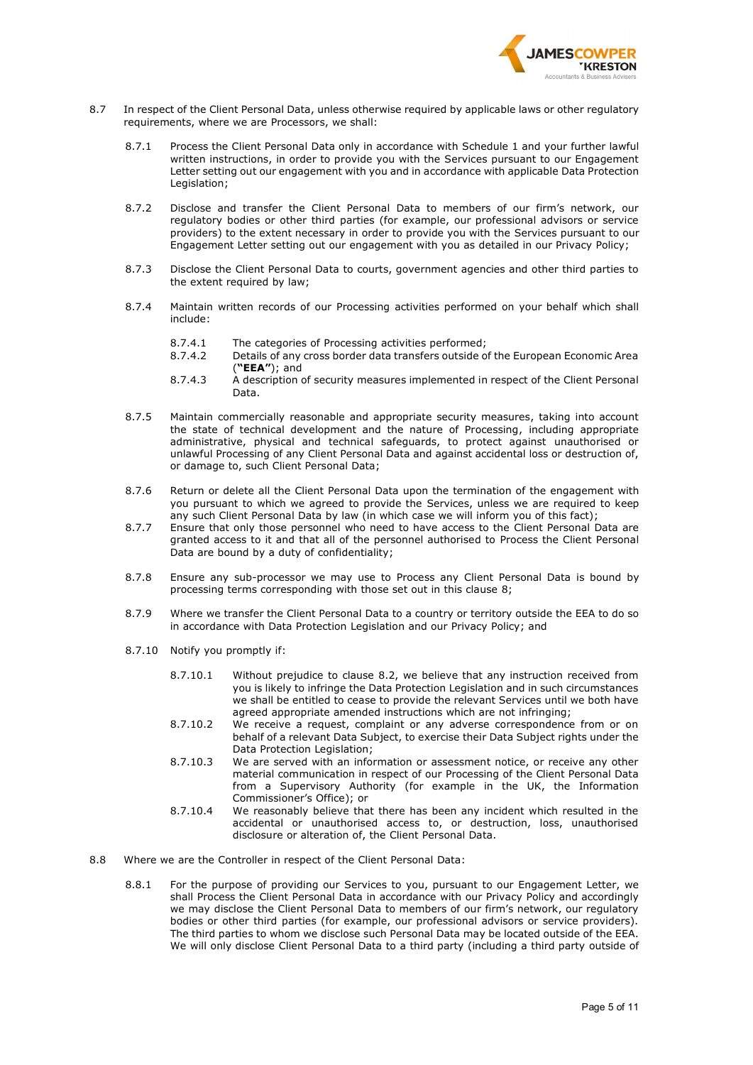8.7 In respect of the Client Personal Data, unless otherwise required by applicable laws or other regulatory requirements, where we are Processors, we shall:

8.7.1 Process the Client Personal Data only in accordance with Schedule 1 and your further lawful written instructions, in order to provide you with the Services pursuant to our Engagement Letter setting out our engagement with you and in accordance with applicable Data Protection Legislation;

8.7.2 Disclose and transfer the Client Personal Data to members of our firm's network, our regulatory bodies or other third parties (for example, our professional advisors or service providers) to the extent necessary in order to provide you with the Services pursuant to our Engagement Letter setting out our engagement with you as detailed in our Privacy Policy;

8.7.3 Disclose the Client Personal Data to courts, government agencies and other third parties to the extent required by law;

8.7.4 Maintain written records of our Processing activities performed on your behalf which shall include:

8.7.4.1 The categories of Processing activities performed;

8.7.4.2 Details of any cross border data transfers outside of the European Economic Area (**"EEA"**); and

8.7.4.3 A description of security measures implemented in respect of the Client Personal Data.

8.7.5 Maintain commercially reasonable and appropriate security measures, taking into account the state of technical development and the nature of Processing, including appropriate administrative, physical and technical safeguards, to protect against unauthorised or unlawful Processing of any Client Personal Data and against accidental loss or destruction of, or damage to, such Client Personal Data;

8.7.6 Return or delete all the Client Personal Data upon the termination of the engagement with you pursuant to which we agreed to provide the Services, unless we are required to keep any such Client Personal Data by law (in which case we will inform you of this fact);

8.7.7 Ensure that only those personnel who need to have access to the Client Personal Data are granted access to it and that all of the personnel authorised to Process the Client Personal Data are bound by a duty of confidentiality;

8.7.8 Ensure any sub-processor we may use to Process any Client Personal Data is bound by processing terms corresponding with those set out in this clause 8;

8.7.9 Where we transfer the Client Personal Data to a country or territory outside the EEA to do so in accordance with Data Protection Legislation and our Privacy Policy; and

8.7.10 Notify you promptly if:

8.7.10.1 Without prejudice to clause 8.2, we believe that any instruction received from you is likely to infringe the Data Protection Legislation and in such circumstances we shall be entitled to cease to provide the relevant Services until we both have agreed appropriate amended instructions which are not infringing;

8.7.10.2 We receive a request, complaint or any adverse correspondence from or on behalf of a relevant Data Subject, to exercise their Data Subject rights under the Data Protection Legislation;

8.7.10.3 We are served with an information or assessment notice, or receive any other material communication in respect of our Processing of the Client Personal Data from a Supervisory Authority (for example in the UK, the Information Commissioner's Office); or

8.7.10.4 We reasonably believe that there has been any incident which resulted in the accidental or unauthorised access to, or destruction, loss, unauthorised disclosure or alteration of, the Client Personal Data.

8.8 Where we are the Controller in respect of the Client Personal Data:

8.8.1 For the purpose of providing our Services to you, pursuant to our Engagement Letter, we shall Process the Client Personal Data in accordance with our Privacy Policy and accordingly we may disclose the Client Personal Data to members of our firm's network, our regulatory bodies or other third parties (for example, our professional advisors or service providers). The third parties to whom we disclose such Personal Data may be located outside of the EEA. We will only disclose Client Personal Data to a third party (including a third party outside of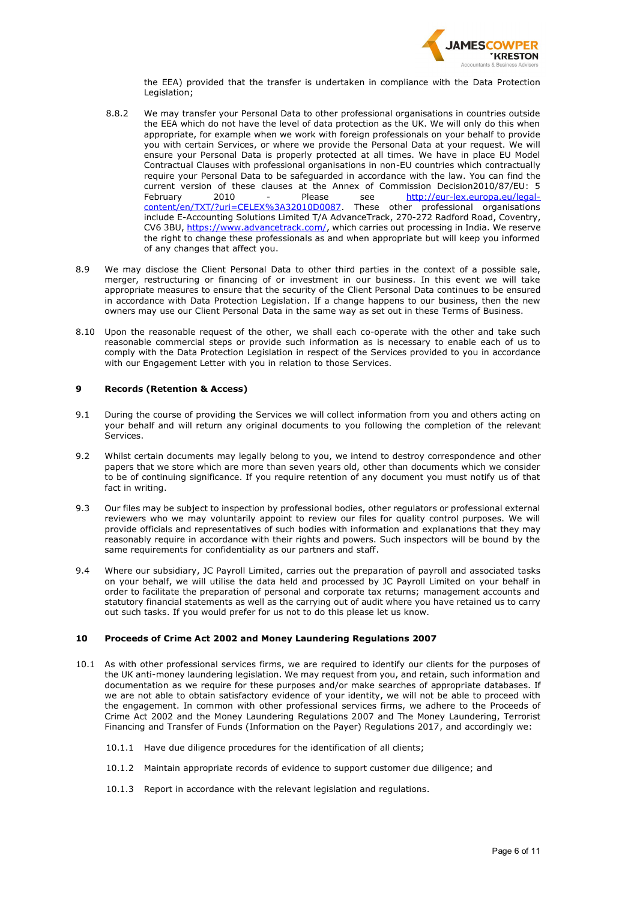the EEA) provided that the transfer is undertaken in compliance with the Data Protection Legislation;

8.8.2 We may transfer your Personal Data to other professional organisations in countries outside the EEA which do not have the level of data protection as the UK. We will only do this when appropriate, for example when we work with foreign professionals on your behalf to provide you with certain Services, or where we provide the Personal Data at your request. We will ensure your Personal Data is properly protected at all times. We have in place EU Model Contractual Clauses with professional organisations in non-EU countries which contractually require your Personal Data to be safeguarded in accordance with the law. You can find the current version of these clauses at the Annex of Commission Decision2010/87/EU: 5 February 2010 - Please see http://eur-lex.europa.eu/legal-content/en/TXT/?uri=CELEX%3A32010D0087. These other professional organisations include E-Accounting Solutions Limited T/A AdvanceTrack, 270-272 Radford Road, Coventry, CV6 3BU, https://www.advancetrack.com/, which carries out processing in India. We reserve the right to change these professionals as and when appropriate but will keep you informed of any changes that affect you.

8.9 We may disclose the Client Personal Data to other third parties in the context of a possible sale, merger, restructuring or financing of or investment in our business. In this event we will take appropriate measures to ensure that the security of the Client Personal Data continues to be ensured in accordance with Data Protection Legislation. If a change happens to our business, then the new owners may use our Client Personal Data in the same way as set out in these Terms of Business.

8.10 Upon the reasonable request of the other, we shall each co-operate with the other and take such reasonable commercial steps or provide such information as is necessary to enable each of us to comply with the Data Protection Legislation in respect of the Services provided to you in accordance with our Engagement Letter with you in relation to those Services.

## 9 Records (Retention & Access)

9.1 During the course of providing the Services we will collect information from you and others acting on your behalf and will return any original documents to you following the completion of the relevant Services.

9.2 Whilst certain documents may legally belong to you, we intend to destroy correspondence and other papers that we store which are more than seven years old, other than documents which we consider to be of continuing significance. If you require retention of any document you must notify us of that fact in writing.

9.3 Our files may be subject to inspection by professional bodies, other regulators or professional external reviewers who we may voluntarily appoint to review our files for quality control purposes. We will provide officials and representatives of such bodies with information and explanations that they may reasonably require in accordance with their rights and powers. Such inspectors will be bound by the same requirements for confidentiality as our partners and staff.

9.4 Where our subsidiary, JC Payroll Limited, carries out the preparation of payroll and associated tasks on your behalf, we will utilise the data held and processed by JC Payroll Limited on your behalf in order to facilitate the preparation of personal and corporate tax returns; management accounts and statutory financial statements as well as the carrying out of audit where you have retained us to carry out such tasks. If you would prefer for us not to do this please let us know.

## 10 Proceeds of Crime Act 2002 and Money Laundering Regulations 2007

10.1 As with other professional services firms, we are required to identify our clients for the purposes of the UK anti-money laundering legislation. We may request from you, and retain, such information and documentation as we require for these purposes and/or make searches of appropriate databases. If we are not able to obtain satisfactory evidence of your identity, we will not be able to proceed with the engagement. In common with other professional services firms, we adhere to the Proceeds of Crime Act 2002 and the Money Laundering Regulations 2007 and The Money Laundering, Terrorist Financing and Transfer of Funds (Information on the Payer) Regulations 2017, and accordingly we:

10.1.1 Have due diligence procedures for the identification of all clients;

10.1.2 Maintain appropriate records of evidence to support customer due diligence; and

10.1.3 Report in accordance with the relevant legislation and regulations.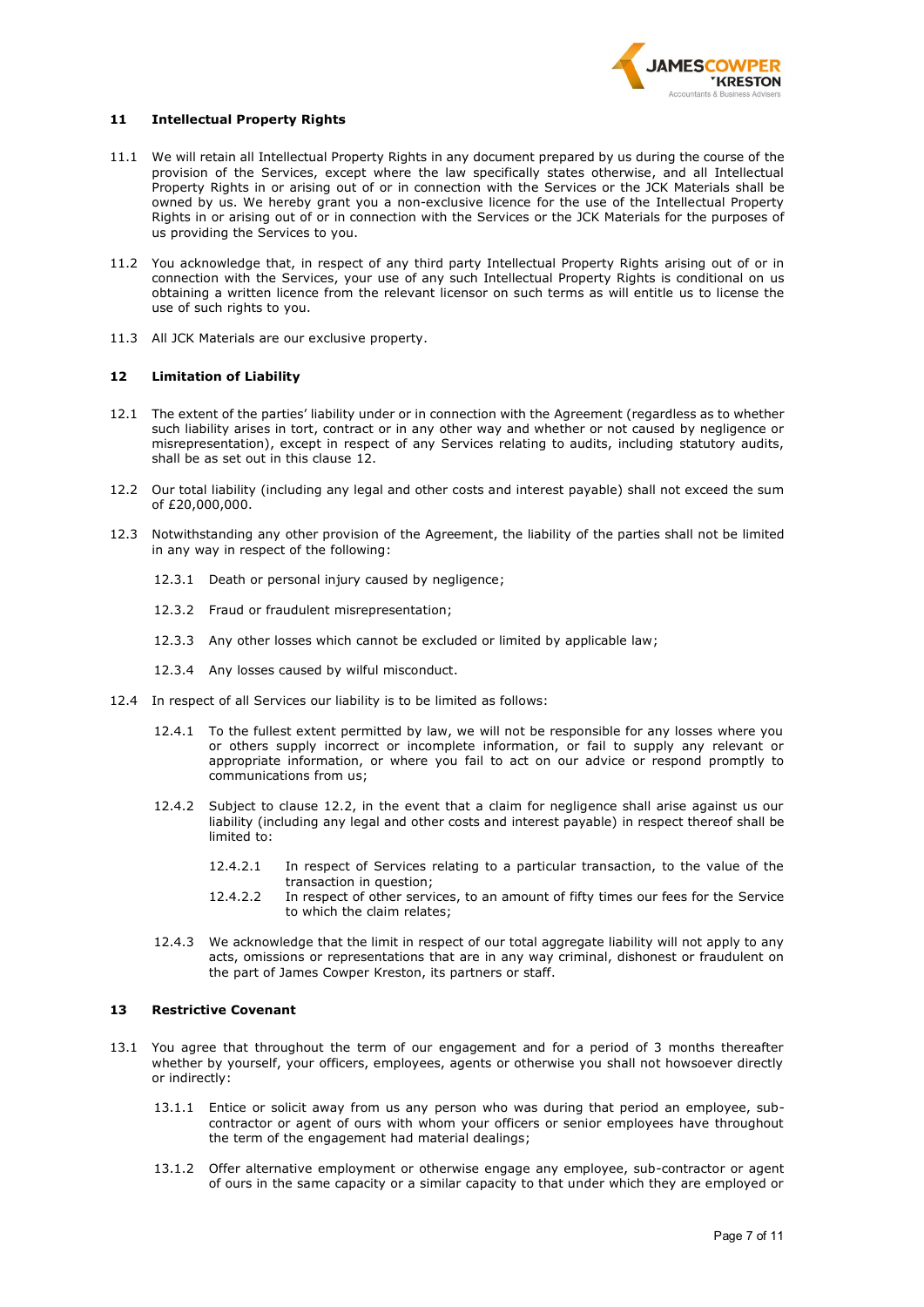## 11 Intellectual Property Rights

11.1 We will retain all Intellectual Property Rights in any document prepared by us during the course of the provision of the Services, except where the law specifically states otherwise, and all Intellectual Property Rights in or arising out of or in connection with the Services or the JCK Materials shall be owned by us. We hereby grant you a non-exclusive licence for the use of the Intellectual Property Rights in or arising out of or in connection with the Services or the JCK Materials for the purposes of us providing the Services to you.

11.2 You acknowledge that, in respect of any third party Intellectual Property Rights arising out of or in connection with the Services, your use of any such Intellectual Property Rights is conditional on us obtaining a written licence from the relevant licensor on such terms as will entitle us to license the use of such rights to you.

11.3 All JCK Materials are our exclusive property.

## 12 Limitation of Liability

12.1 The extent of the parties' liability under or in connection with the Agreement (regardless as to whether such liability arises in tort, contract or in any other way and whether or not caused by negligence or misrepresentation), except in respect of any Services relating to audits, including statutory audits, shall be as set out in this clause 12.

12.2 Our total liability (including any legal and other costs and interest payable) shall not exceed the sum of £20,000,000.

12.3 Notwithstanding any other provision of the Agreement, the liability of the parties shall not be limited in any way in respect of the following:

12.3.1 Death or personal injury caused by negligence;

12.3.2 Fraud or fraudulent misrepresentation;

12.3.3 Any other losses which cannot be excluded or limited by applicable law;

12.3.4 Any losses caused by wilful misconduct.

12.4 In respect of all Services our liability is to be limited as follows:

12.4.1 To the fullest extent permitted by law, we will not be responsible for any losses where you or others supply incorrect or incomplete information, or fail to supply any relevant or appropriate information, or where you fail to act on our advice or respond promptly to communications from us;

12.4.2 Subject to clause 12.2, in the event that a claim for negligence shall arise against us our liability (including any legal and other costs and interest payable) in respect thereof shall be limited to:

12.4.2.1 In respect of Services relating to a particular transaction, to the value of the transaction in question;

12.4.2.2 In respect of other services, to an amount of fifty times our fees for the Service to which the claim relates;

12.4.3 We acknowledge that the limit in respect of our total aggregate liability will not apply to any acts, omissions or representations that are in any way criminal, dishonest or fraudulent on the part of James Cowper Kreston, its partners or staff.

## 13 Restrictive Covenant

13.1 You agree that throughout the term of our engagement and for a period of 3 months thereafter whether by yourself, your officers, employees, agents or otherwise you shall not howsoever directly or indirectly:

13.1.1 Entice or solicit away from us any person who was during that period an employee, sub-contractor or agent of ours with whom your officers or senior employees have throughout the term of the engagement had material dealings;

13.1.2 Offer alternative employment or otherwise engage any employee, sub-contractor or agent of ours in the same capacity or a similar capacity to that under which they are employed or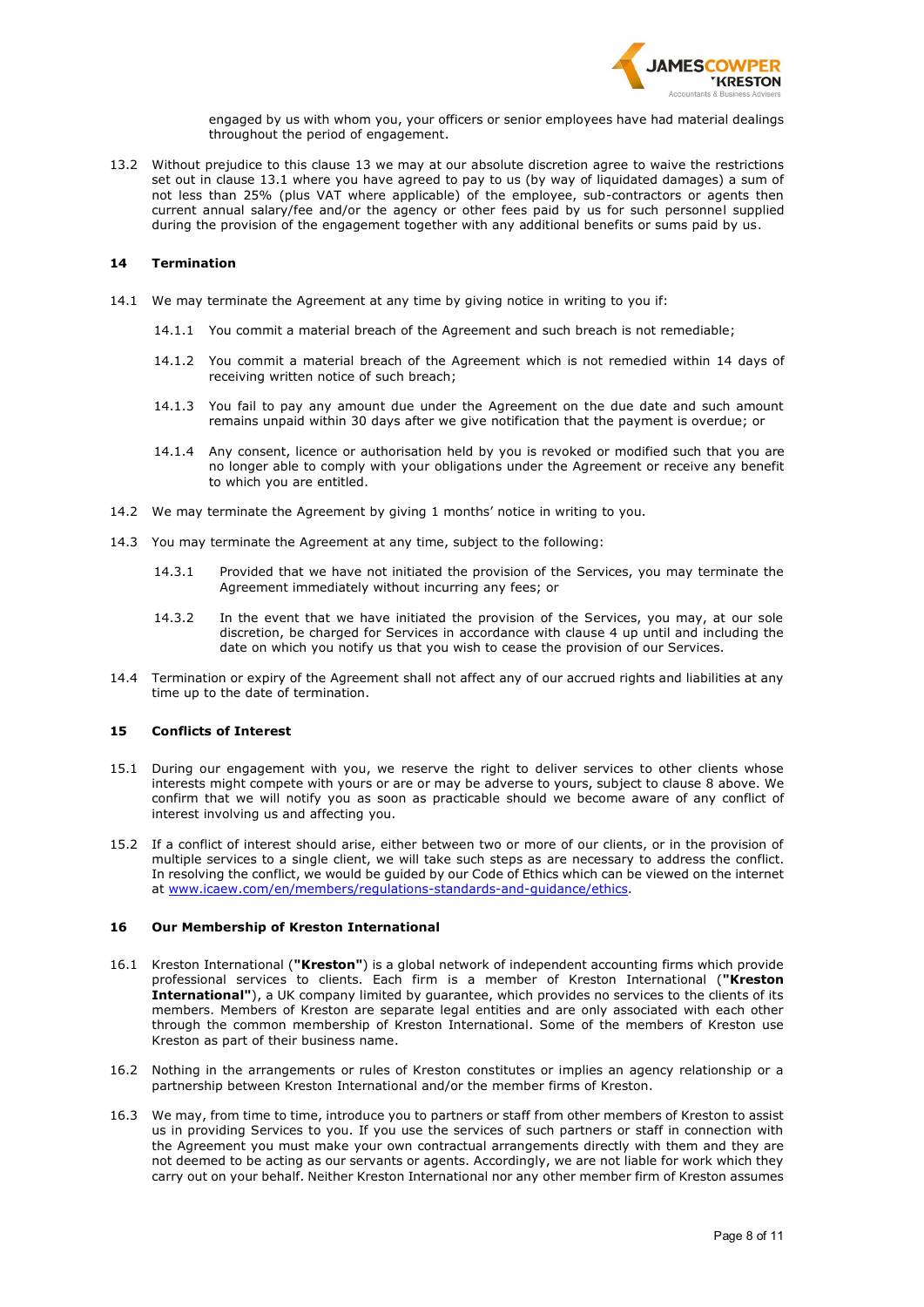engaged by us with whom you, your officers or senior employees have had material dealings throughout the period of engagement.

13.2 Without prejudice to this clause 13 we may at our absolute discretion agree to waive the restrictions set out in clause 13.1 where you have agreed to pay to us (by way of liquidated damages) a sum of not less than 25% (plus VAT where applicable) of the employee, sub-contractors or agents then current annual salary/fee and/or the agency or other fees paid by us for such personnel supplied during the provision of the engagement together with any additional benefits or sums paid by us.

## 14 Termination

14.1 We may terminate the Agreement at any time by giving notice in writing to you if:

14.1.1 You commit a material breach of the Agreement and such breach is not remediable;

14.1.2 You commit a material breach of the Agreement which is not remedied within 14 days of receiving written notice of such breach;

14.1.3 You fail to pay any amount due under the Agreement on the due date and such amount remains unpaid within 30 days after we give notification that the payment is overdue; or

14.1.4 Any consent, licence or authorisation held by you is revoked or modified such that you are no longer able to comply with your obligations under the Agreement or receive any benefit to which you are entitled.

14.2 We may terminate the Agreement by giving 1 months' notice in writing to you.

14.3 You may terminate the Agreement at any time, subject to the following:

14.3.1 Provided that we have not initiated the provision of the Services, you may terminate the Agreement immediately without incurring any fees; or

14.3.2 In the event that we have initiated the provision of the Services, you may, at our sole discretion, be charged for Services in accordance with clause 4 up until and including the date on which you notify us that you wish to cease the provision of our Services.

14.4 Termination or expiry of the Agreement shall not affect any of our accrued rights and liabilities at any time up to the date of termination.

## 15 Conflicts of Interest

15.1 During our engagement with you, we reserve the right to deliver services to other clients whose interests might compete with yours or are or may be adverse to yours, subject to clause 8 above. We confirm that we will notify you as soon as practicable should we become aware of any conflict of interest involving us and affecting you.

15.2 If a conflict of interest should arise, either between two or more of our clients, or in the provision of multiple services to a single client, we will take such steps as are necessary to address the conflict. In resolving the conflict, we would be guided by our Code of Ethics which can be viewed on the internet at www.icaew.com/en/members/regulations-standards-and-guidance/ethics.

## 16 Our Membership of Kreston International

16.1 Kreston International (**"Kreston"**) is a global network of independent accounting firms which provide professional services to clients. Each firm is a member of Kreston International (**"Kreston International"**), a UK company limited by guarantee, which provides no services to the clients of its members. Members of Kreston are separate legal entities and are only associated with each other through the common membership of Kreston International. Some of the members of Kreston use Kreston as part of their business name.

16.2 Nothing in the arrangements or rules of Kreston constitutes or implies an agency relationship or a partnership between Kreston International and/or the member firms of Kreston.

16.3 We may, from time to time, introduce you to partners or staff from other members of Kreston to assist us in providing Services to you. If you use the services of such partners or staff in connection with the Agreement you must make your own contractual arrangements directly with them and they are not deemed to be acting as our servants or agents. Accordingly, we are not liable for work which they carry out on your behalf. Neither Kreston International nor any other member firm of Kreston assumes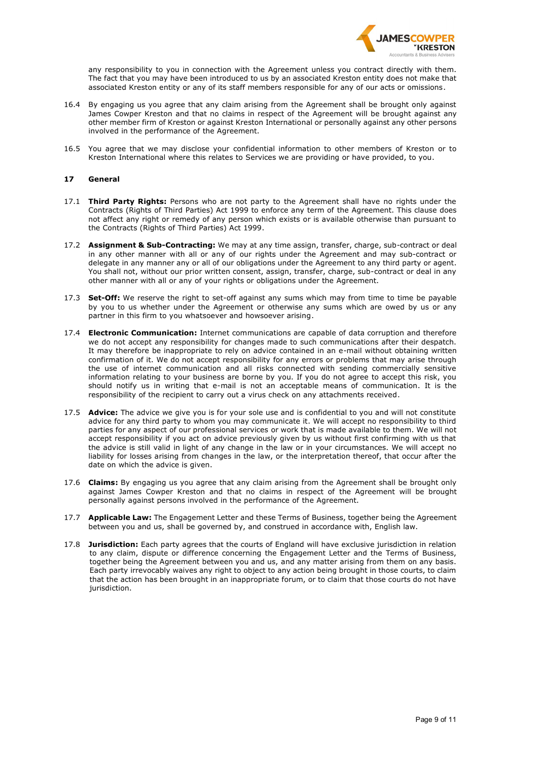any responsibility to you in connection with the Agreement unless you contract directly with them. The fact that you may have been introduced to us by an associated Kreston entity does not make that associated Kreston entity or any of its staff members responsible for any of our acts or omissions.

16.4 By engaging us you agree that any claim arising from the Agreement shall be brought only against James Cowper Kreston and that no claims in respect of the Agreement will be brought against any other member firm of Kreston or against Kreston International or personally against any other persons involved in the performance of the Agreement.

16.5 You agree that we may disclose your confidential information to other members of Kreston or to Kreston International where this relates to Services we are providing or have provided, to you.

## 17 General

17.1 **Third Party Rights:** Persons who are not party to the Agreement shall have no rights under the Contracts (Rights of Third Parties) Act 1999 to enforce any term of the Agreement. This clause does not affect any right or remedy of any person which exists or is available otherwise than pursuant to the Contracts (Rights of Third Parties) Act 1999.

17.2 **Assignment & Sub-Contracting:** We may at any time assign, transfer, charge, sub-contract or deal in any other manner with all or any of our rights under the Agreement and may sub-contract or delegate in any manner any or all of our obligations under the Agreement to any third party or agent. You shall not, without our prior written consent, assign, transfer, charge, sub-contract or deal in any other manner with all or any of your rights or obligations under the Agreement.

17.3 **Set-Off:** We reserve the right to set-off against any sums which may from time to time be payable by you to us whether under the Agreement or otherwise any sums which are owed by us or any partner in this firm to you whatsoever and howsoever arising.

17.4 **Electronic Communication:** Internet communications are capable of data corruption and therefore we do not accept any responsibility for changes made to such communications after their despatch. It may therefore be inappropriate to rely on advice contained in an e-mail without obtaining written confirmation of it. We do not accept responsibility for any errors or problems that may arise through the use of internet communication and all risks connected with sending commercially sensitive information relating to your business are borne by you. If you do not agree to accept this risk, you should notify us in writing that e-mail is not an acceptable means of communication. It is the responsibility of the recipient to carry out a virus check on any attachments received.

17.5 **Advice:** The advice we give you is for your sole use and is confidential to you and will not constitute advice for any third party to whom you may communicate it. We will accept no responsibility to third parties for any aspect of our professional services or work that is made available to them. We will not accept responsibility if you act on advice previously given by us without first confirming with us that the advice is still valid in light of any change in the law or in your circumstances. We will accept no liability for losses arising from changes in the law, or the interpretation thereof, that occur after the date on which the advice is given.

17.6 **Claims:** By engaging us you agree that any claim arising from the Agreement shall be brought only against James Cowper Kreston and that no claims in respect of the Agreement will be brought personally against persons involved in the performance of the Agreement.

17.7 **Applicable Law:** The Engagement Letter and these Terms of Business, together being the Agreement between you and us, shall be governed by, and construed in accordance with, English law.

17.8 **Jurisdiction:** Each party agrees that the courts of England will have exclusive jurisdiction in relation to any claim, dispute or difference concerning the Engagement Letter and the Terms of Business, together being the Agreement between you and us, and any matter arising from them on any basis. Each party irrevocably waives any right to object to any action being brought in those courts, to claim that the action has been brought in an inappropriate forum, or to claim that those courts do not have jurisdiction.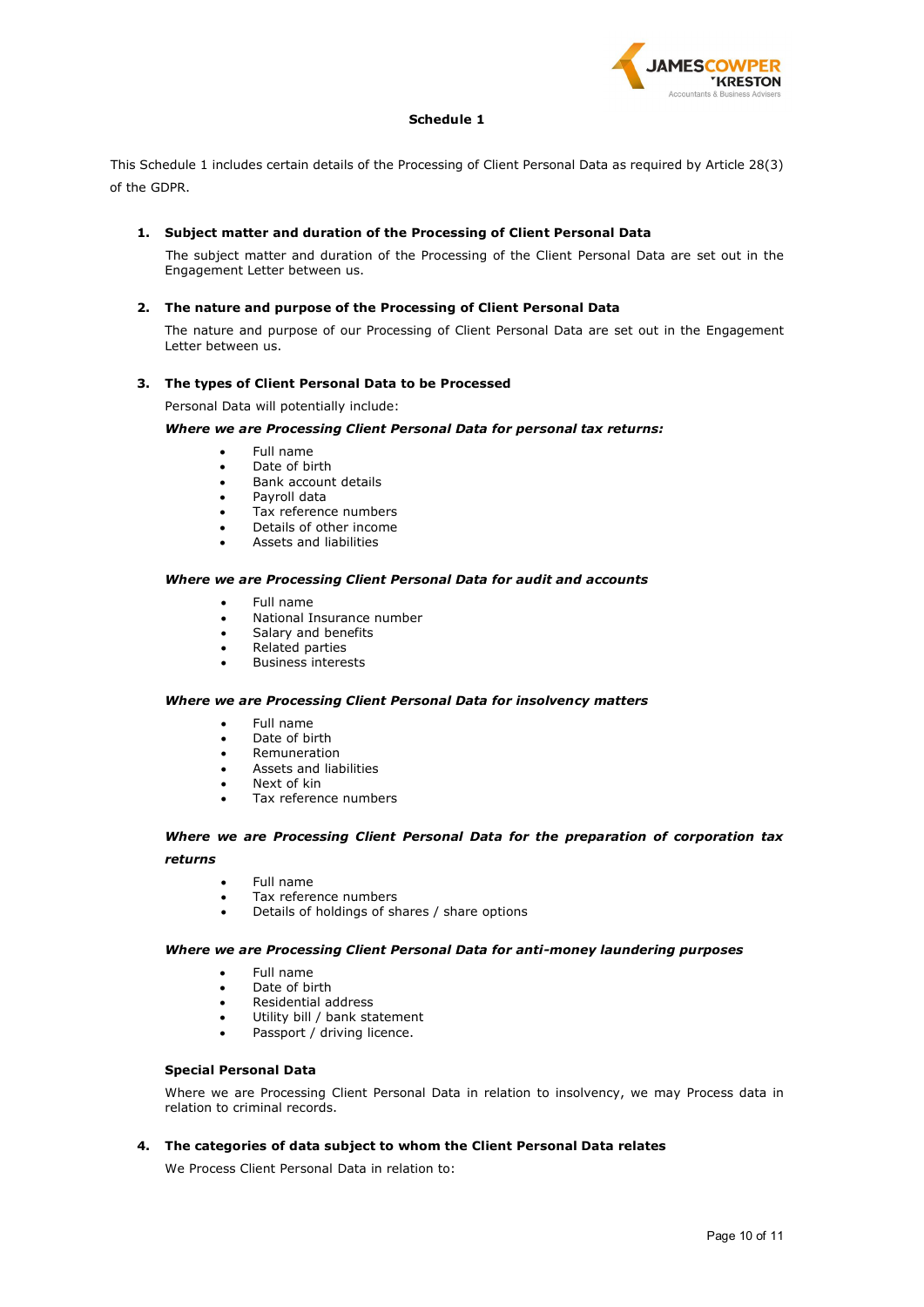# Schedule 1

This Schedule 1 includes certain details of the Processing of Client Personal Data as required by Article 28(3) of the GDPR.

## 1. Subject matter and duration of the Processing of Client Personal Data

The subject matter and duration of the Processing of the Client Personal Data are set out in the Engagement Letter between us.

## 2. The nature and purpose of the Processing of Client Personal Data

The nature and purpose of our Processing of Client Personal Data are set out in the Engagement Letter between us.

## 3. The types of Client Personal Data to be Processed

Personal Data will potentially include:

***Where we are Processing Client Personal Data for personal tax returns:***

- Full name
- Date of birth
- Bank account details
- Payroll data
- Tax reference numbers
- Details of other income
- Assets and liabilities

***Where we are Processing Client Personal Data for audit and accounts***

- Full name
- National Insurance number
- Salary and benefits
- Related parties
- Business interests

***Where we are Processing Client Personal Data for insolvency matters***

- Full name
- Date of birth
- Remuneration
- Assets and liabilities
- Next of kin
- Tax reference numbers

***Where we are Processing Client Personal Data for the preparation of corporation tax returns***

- Full name
- Tax reference numbers
- Details of holdings of shares / share options

***Where we are Processing Client Personal Data for anti-money laundering purposes***

- Full name
- Date of birth
- Residential address
- Utility bill / bank statement
- Passport / driving licence.

**Special Personal Data**

Where we are Processing Client Personal Data in relation to insolvency, we may Process data in relation to criminal records.

## 4. The categories of data subject to whom the Client Personal Data relates

We Process Client Personal Data in relation to: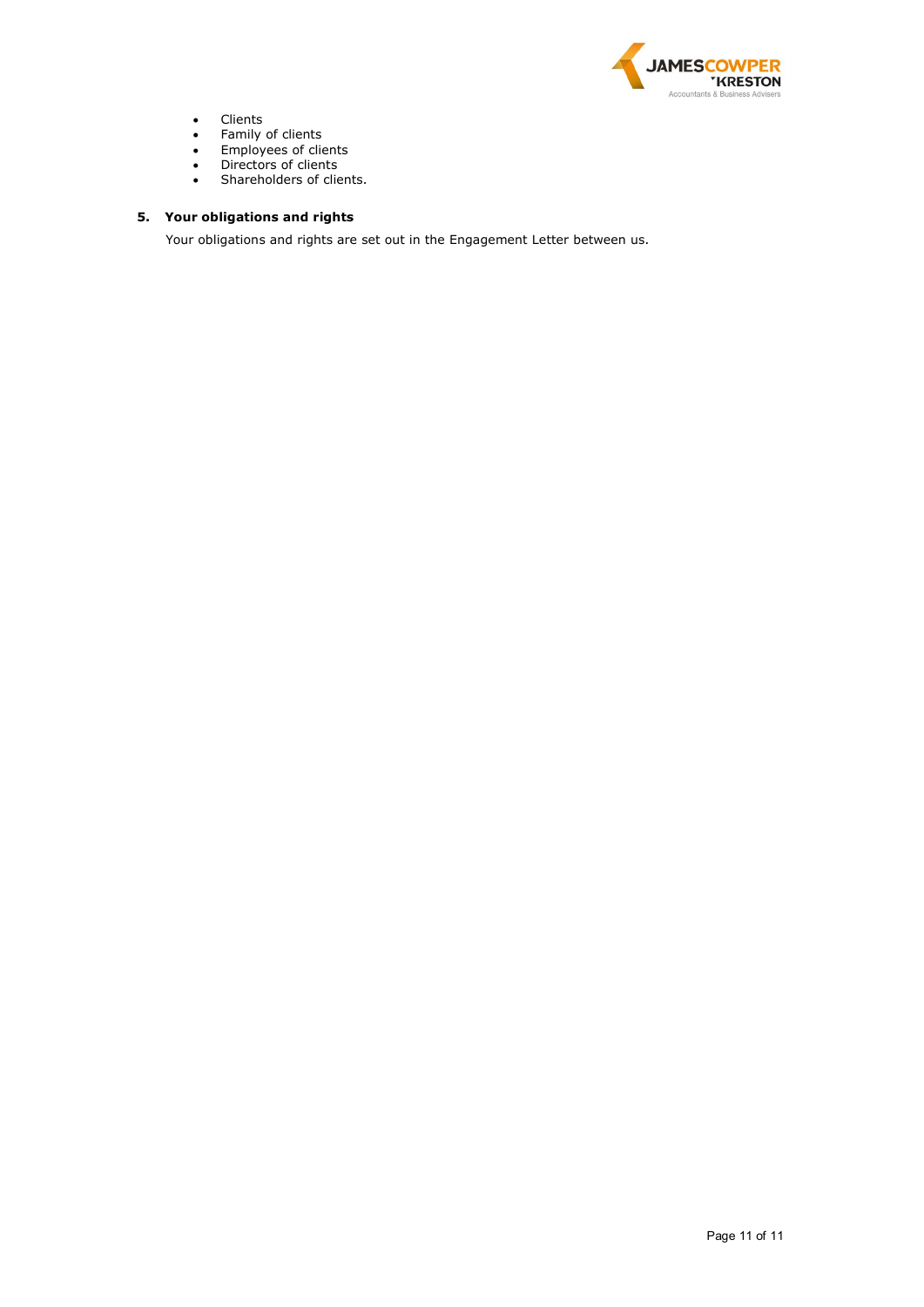- Clients
- Family of clients
- Employees of clients
- Directors of clients
- Shareholders of clients.

## 5. Your obligations and rights

Your obligations and rights are set out in the Engagement Letter between us.